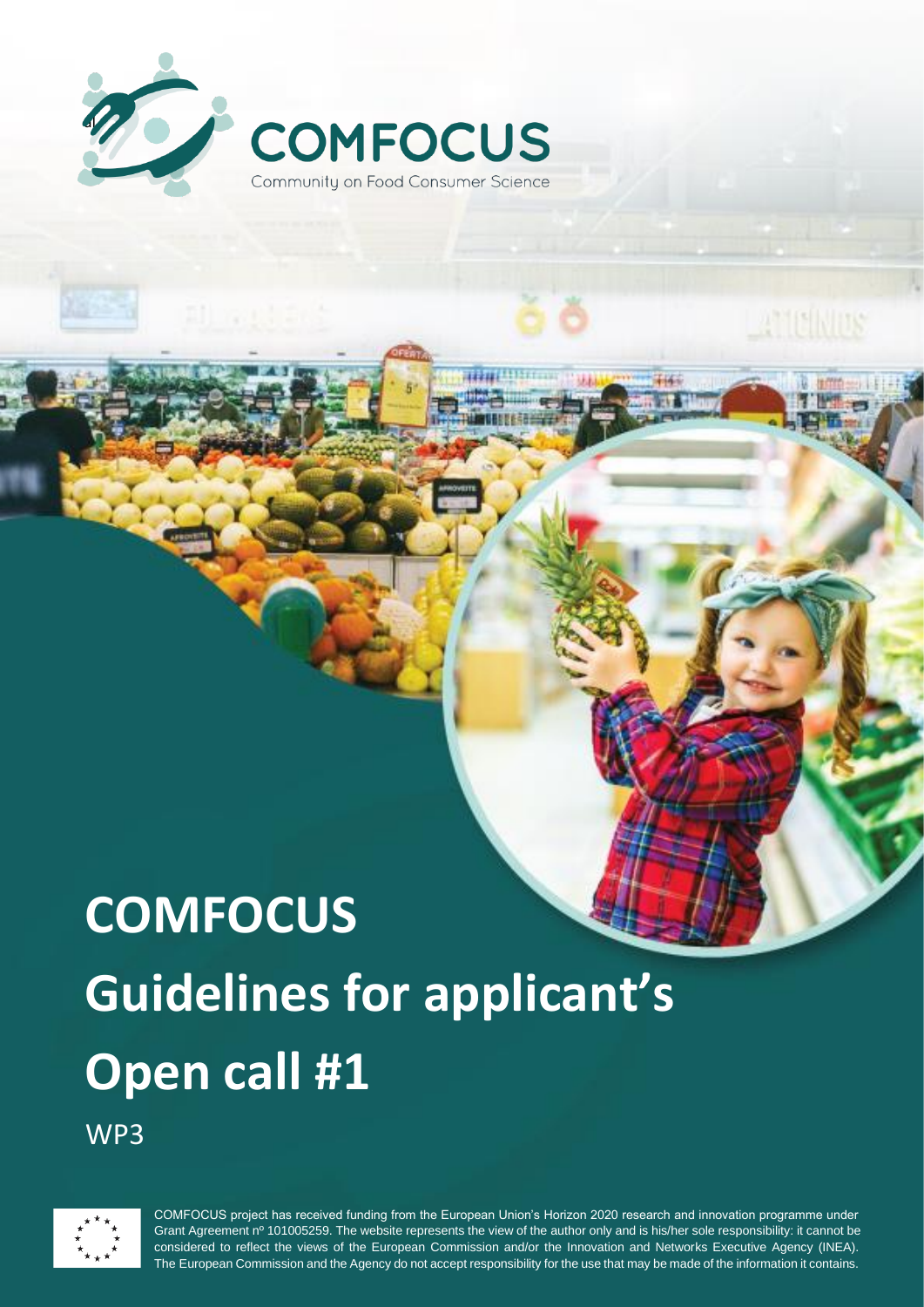# COMFOCUS

Community on Food Consumer Science

# COMFOCUS Guidelines for applicant's Open call #1

WP3

COMFOCUS project has received funding from the European Union's Horizon 2020 research and innovation programme under Grant Agreement nº 101005259. The website represents the view of the author only and is his/her sole responsibility: it cannot be considered to reflect the views of the European Commission and/or the Innovation and Networks Executive Agency (INEA). The European Commission and the Agency do not accept responsibility for the use that may be made of the information it contains.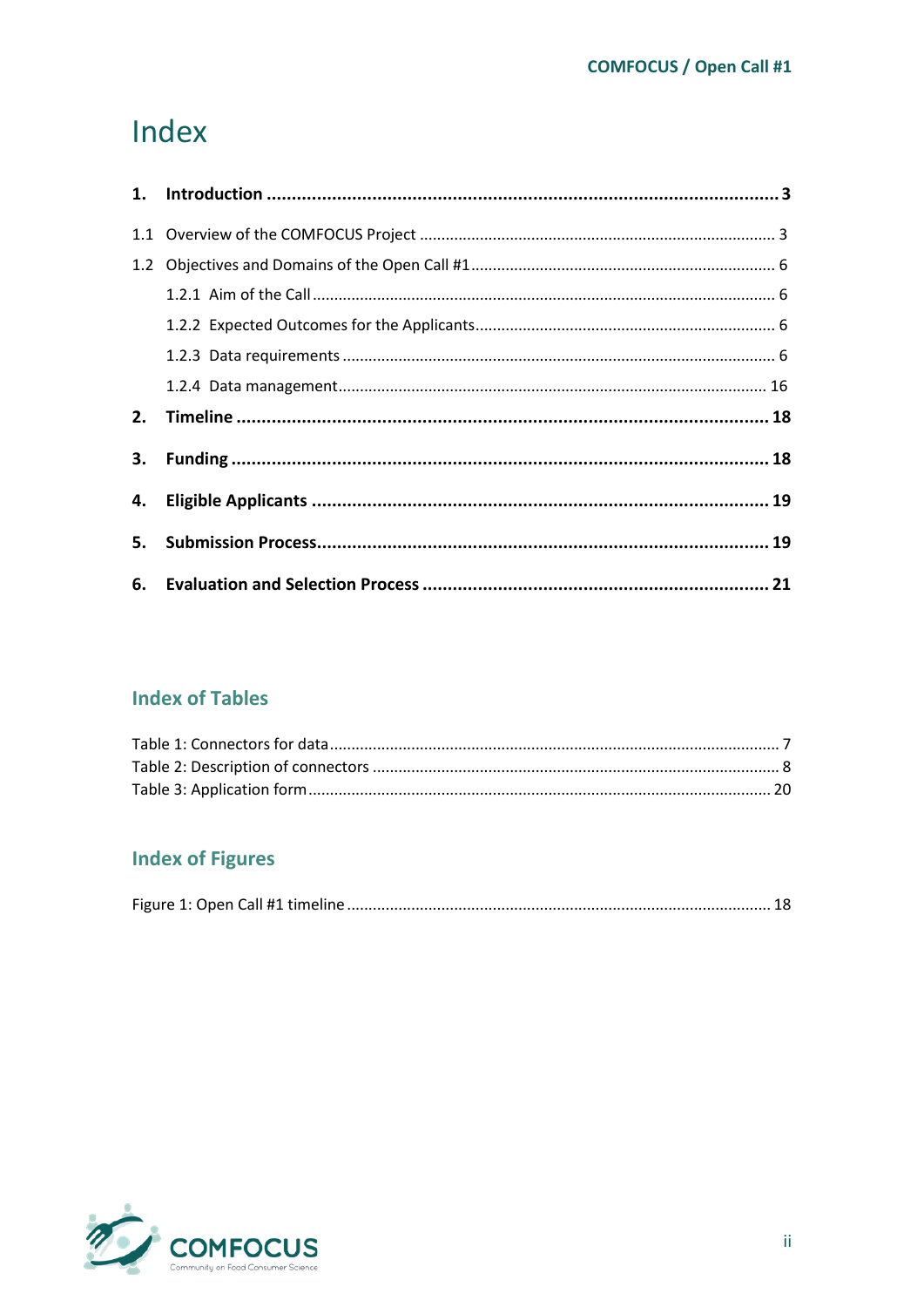# Index

**1. Introduction ........................................................................................................ 3**

1.1 Overview of the COMFOCUS Project ........................................................................ 3

1.2 Objectives and Domains of the Open Call #1 ............................................................ 6

1.2.1 Aim of the Call .................................................................................................... 6

1.2.2 Expected Outcomes for the Applicants ................................................................. 6

1.2.3 Data requirements ............................................................................................... 6

1.2.4 Data management ................................................................................................ 16

**2. Timeline ............................................................................................................ 18**

**3. Funding ............................................................................................................. 18**

**4. Eligible Applicants ............................................................................................. 19**

**5. Submission Process ............................................................................................ 19**

**6. Evaluation and Selection Process ......................................................................... 21**

## Index of Tables

Table 1: Connectors for data ........................................................................................ 7

Table 2: Description of connectors ............................................................................... 8

Table 3: Application form ............................................................................................. 20

## Index of Figures

Figure 1: Open Call #1 timeline .................................................................................... 18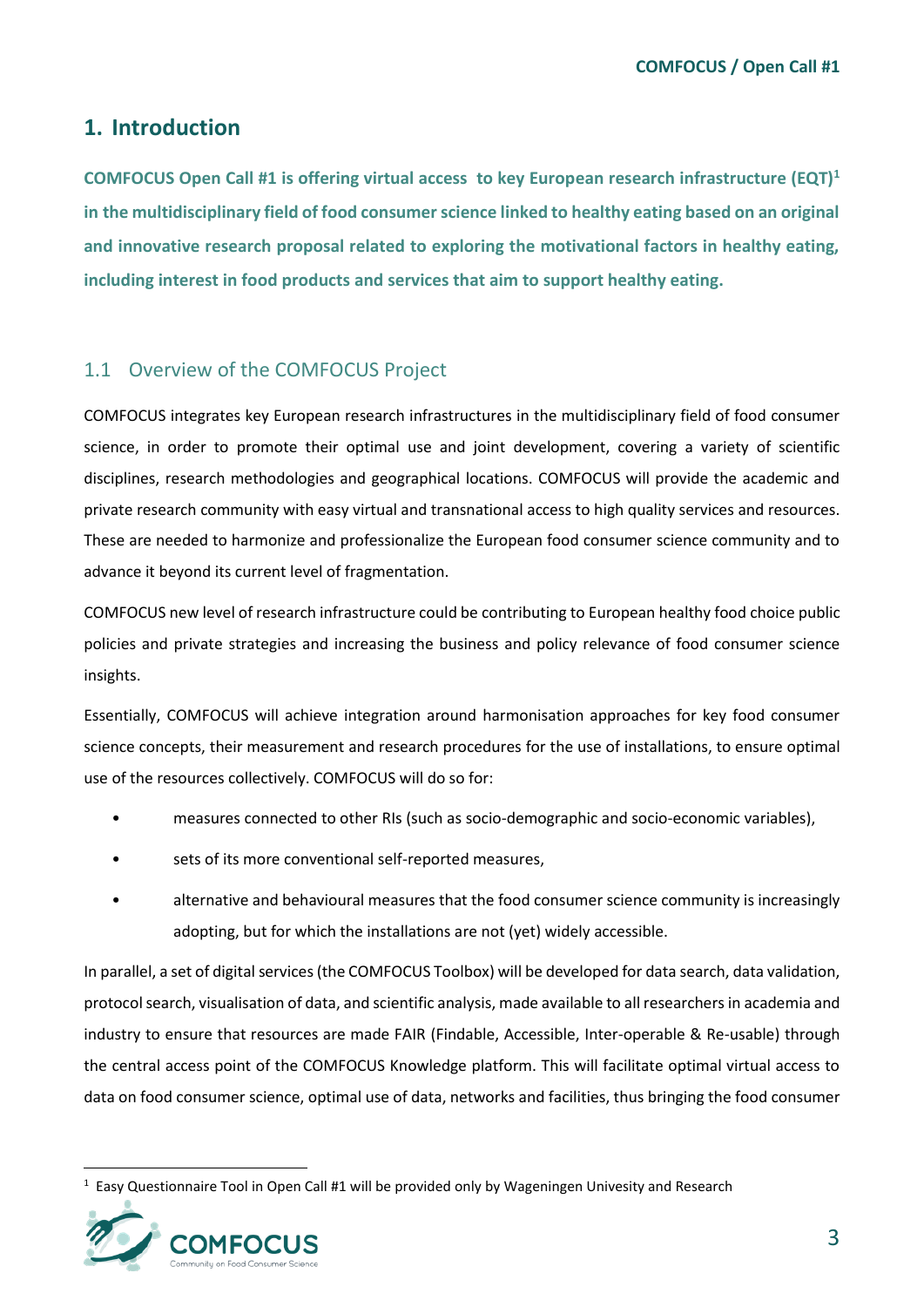# 1. Introduction

**COMFOCUS Open Call #1 is offering virtual access to key European research infrastructure (EQT)[1] in the multidisciplinary field of food consumer science linked to healthy eating based on an original and innovative research proposal related to exploring the motivational factors in healthy eating, including interest in food products and services that aim to support healthy eating.**

## 1.1 Overview of the COMFOCUS Project

COMFOCUS integrates key European research infrastructures in the multidisciplinary field of food consumer science, in order to promote their optimal use and joint development, covering a variety of scientific disciplines, research methodologies and geographical locations. COMFOCUS will provide the academic and private research community with easy virtual and transnational access to high quality services and resources. These are needed to harmonize and professionalize the European food consumer science community and to advance it beyond its current level of fragmentation.

COMFOCUS new level of research infrastructure could be contributing to European healthy food choice public policies and private strategies and increasing the business and policy relevance of food consumer science insights.

Essentially, COMFOCUS will achieve integration around harmonisation approaches for key food consumer science concepts, their measurement and research procedures for the use of installations, to ensure optimal use of the resources collectively. COMFOCUS will do so for:

- measures connected to other RIs (such as socio-demographic and socio-economic variables),
- sets of its more conventional self-reported measures,
- alternative and behavioural measures that the food consumer science community is increasingly adopting, but for which the installations are not (yet) widely accessible.

In parallel, a set of digital services (the COMFOCUS Toolbox) will be developed for data search, data validation, protocol search, visualisation of data, and scientific analysis, made available to all researchers in academia and industry to ensure that resources are made FAIR (Findable, Accessible, Inter-operable & Re-usable) through the central access point of the COMFOCUS Knowledge platform. This will facilitate optimal virtual access to data on food consumer science, optimal use of data, networks and facilities, thus bringing the food consumer

[1] Easy Questionnaire Tool in Open Call #1 will be provided only by Wageningen Univesity and Research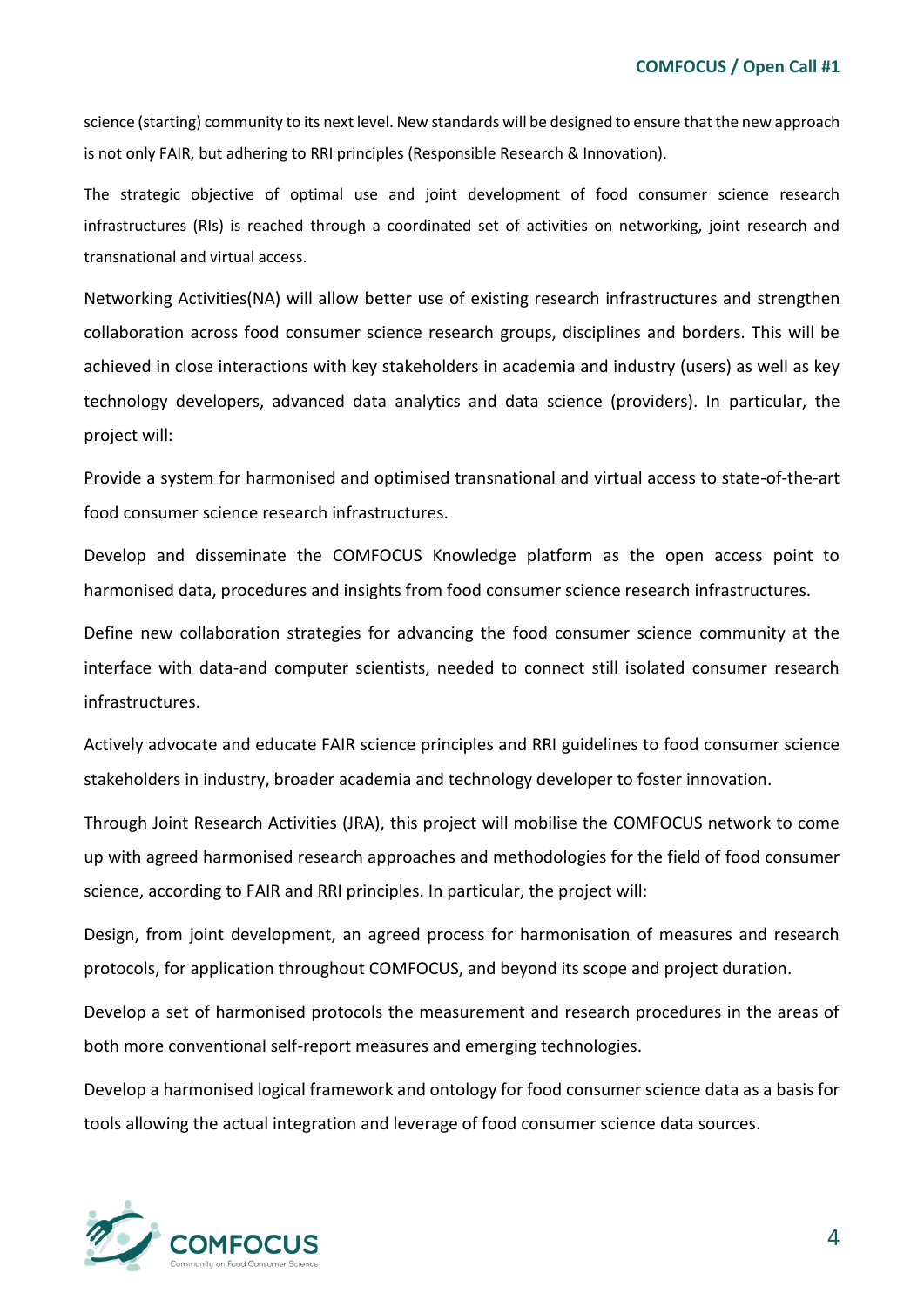science (starting) community to its next level. New standards will be designed to ensure that the new approach is not only FAIR, but adhering to RRI principles (Responsible Research & Innovation).

The strategic objective of optimal use and joint development of food consumer science research infrastructures (RIs) is reached through a coordinated set of activities on networking, joint research and transnational and virtual access.

Networking Activities(NA) will allow better use of existing research infrastructures and strengthen collaboration across food consumer science research groups, disciplines and borders. This will be achieved in close interactions with key stakeholders in academia and industry (users) as well as key technology developers, advanced data analytics and data science (providers). In particular, the project will:

Provide a system for harmonised and optimised transnational and virtual access to state-of-the-art food consumer science research infrastructures.

Develop and disseminate the COMFOCUS Knowledge platform as the open access point to harmonised data, procedures and insights from food consumer science research infrastructures.

Define new collaboration strategies for advancing the food consumer science community at the interface with data-and computer scientists, needed to connect still isolated consumer research infrastructures.

Actively advocate and educate FAIR science principles and RRI guidelines to food consumer science stakeholders in industry, broader academia and technology developer to foster innovation.

Through Joint Research Activities (JRA), this project will mobilise the COMFOCUS network to come up with agreed harmonised research approaches and methodologies for the field of food consumer science, according to FAIR and RRI principles. In particular, the project will:

Design, from joint development, an agreed process for harmonisation of measures and research protocols, for application throughout COMFOCUS, and beyond its scope and project duration.

Develop a set of harmonised protocols the measurement and research procedures in the areas of both more conventional self-report measures and emerging technologies.

Develop a harmonised logical framework and ontology for food consumer science data as a basis for tools allowing the actual integration and leverage of food consumer science data sources.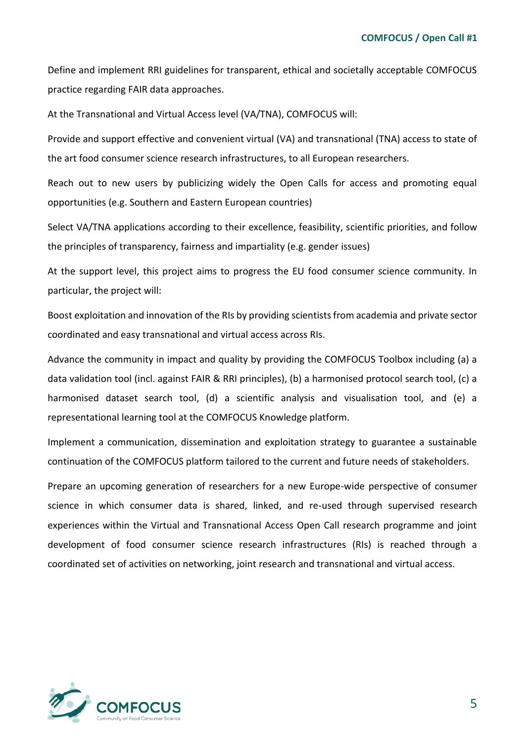Define and implement RRI guidelines for transparent, ethical and societally acceptable COMFOCUS practice regarding FAIR data approaches.

At the Transnational and Virtual Access level (VA/TNA), COMFOCUS will:

Provide and support effective and convenient virtual (VA) and transnational (TNA) access to state of the art food consumer science research infrastructures, to all European researchers.

Reach out to new users by publicizing widely the Open Calls for access and promoting equal opportunities (e.g. Southern and Eastern European countries)

Select VA/TNA applications according to their excellence, feasibility, scientific priorities, and follow the principles of transparency, fairness and impartiality (e.g. gender issues)

At the support level, this project aims to progress the EU food consumer science community. In particular, the project will:

Boost exploitation and innovation of the RIs by providing scientists from academia and private sector coordinated and easy transnational and virtual access across RIs.

Advance the community in impact and quality by providing the COMFOCUS Toolbox including (a) a data validation tool (incl. against FAIR & RRI principles), (b) a harmonised protocol search tool, (c) a harmonised dataset search tool, (d) a scientific analysis and visualisation tool, and (e) a representational learning tool at the COMFOCUS Knowledge platform.

Implement a communication, dissemination and exploitation strategy to guarantee a sustainable continuation of the COMFOCUS platform tailored to the current and future needs of stakeholders.

Prepare an upcoming generation of researchers for a new Europe-wide perspective of consumer science in which consumer data is shared, linked, and re-used through supervised research experiences within the Virtual and Transnational Access Open Call research programme and joint development of food consumer science research infrastructures (RIs) is reached through a coordinated set of activities on networking, joint research and transnational and virtual access.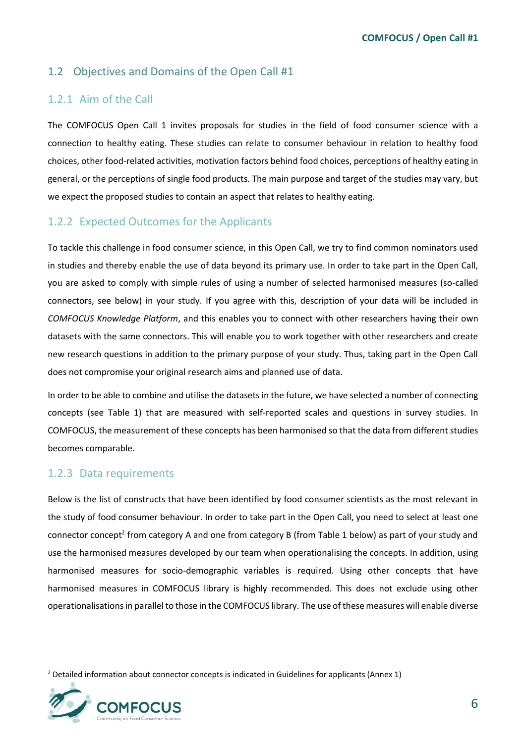## 1.2 Objectives and Domains of the Open Call #1

### 1.2.1 Aim of the Call

The COMFOCUS Open Call 1 invites proposals for studies in the field of food consumer science with a connection to healthy eating. These studies can relate to consumer behaviour in relation to healthy food choices, other food-related activities, motivation factors behind food choices, perceptions of healthy eating in general, or the perceptions of single food products. The main purpose and target of the studies may vary, but we expect the proposed studies to contain an aspect that relates to healthy eating.

### 1.2.2 Expected Outcomes for the Applicants

To tackle this challenge in food consumer science, in this Open Call, we try to find common nominators used in studies and thereby enable the use of data beyond its primary use. In order to take part in the Open Call, you are asked to comply with simple rules of using a number of selected harmonised measures (so-called connectors, see below) in your study. If you agree with this, description of your data will be included in *COMFOCUS Knowledge Platform*, and this enables you to connect with other researchers having their own datasets with the same connectors. This will enable you to work together with other researchers and create new research questions in addition to the primary purpose of your study. Thus, taking part in the Open Call does not compromise your original research aims and planned use of data.

In order to be able to combine and utilise the datasets in the future, we have selected a number of connecting concepts (see Table 1) that are measured with self-reported scales and questions in survey studies. In COMFOCUS, the measurement of these concepts has been harmonised so that the data from different studies becomes comparable.

### 1.2.3 Data requirements

Below is the list of constructs that have been identified by food consumer scientists as the most relevant in the study of food consumer behaviour. In order to take part in the Open Call, you need to select at least one connector concept[2] from category A and one from category B (from Table 1 below) as part of your study and use the harmonised measures developed by our team when operationalising the concepts. In addition, using harmonised measures for socio-demographic variables is required. Using other concepts that have harmonised measures in COMFOCUS library is highly recommended. This does not exclude using other operationalisations in parallel to those in the COMFOCUS library. The use of these measures will enable diverse

[2] Detailed information about connector concepts is indicated in Guidelines for applicants (Annex 1)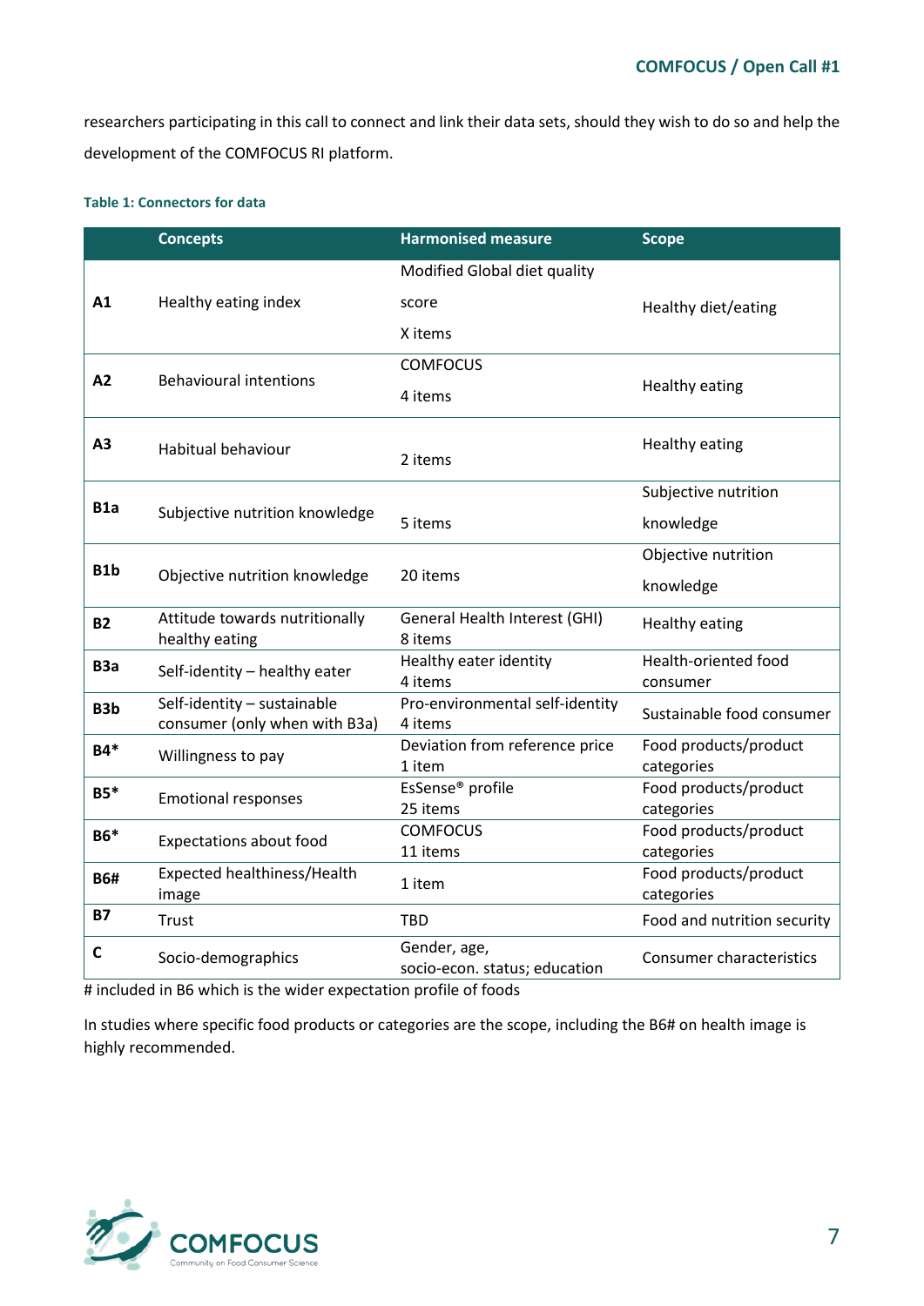researchers participating in this call to connect and link their data sets, should they wish to do so and help the development of the COMFOCUS RI platform.

**Table 1: Connectors for data**

| | Concepts | Harmonised measure | Scope |
|---|---|---|---|
| **A1** | Healthy eating index | Modified Global diet quality score X items | Healthy diet/eating |
| **A2** | Behavioural intentions | COMFOCUS 4 items | Healthy eating |
| **A3** | Habitual behaviour | 2 items | Healthy eating |
| **B1a** | Subjective nutrition knowledge | 5 items | Subjective nutrition knowledge |
| **B1b** | Objective nutrition knowledge | 20 items | Objective nutrition knowledge |
| **B2** | Attitude towards nutritionally healthy eating | General Health Interest (GHI) 8 items | Healthy eating |
| **B3a** | Self-identity – healthy eater | Healthy eater identity 4 items | Health-oriented food consumer |
| **B3b** | Self-identity – sustainable consumer (only when with B3a) | Pro-environmental self-identity 4 items | Sustainable food consumer |
| **B4*** | Willingness to pay | Deviation from reference price 1 item | Food products/product categories |
| **B5*** | Emotional responses | EsSense® profile 25 items | Food products/product categories |
| **B6*** | Expectations about food | COMFOCUS 11 items | Food products/product categories |
| **B6#** | Expected healthiness/Health image | 1 item | Food products/product categories |
| **B7** | Trust | TBD | Food and nutrition security |
| **C** | Socio-demographics | Gender, age, socio-econ. status; education | Consumer characteristics |

# included in B6 which is the wider expectation profile of foods

In studies where specific food products or categories are the scope, including the B6# on health image is highly recommended.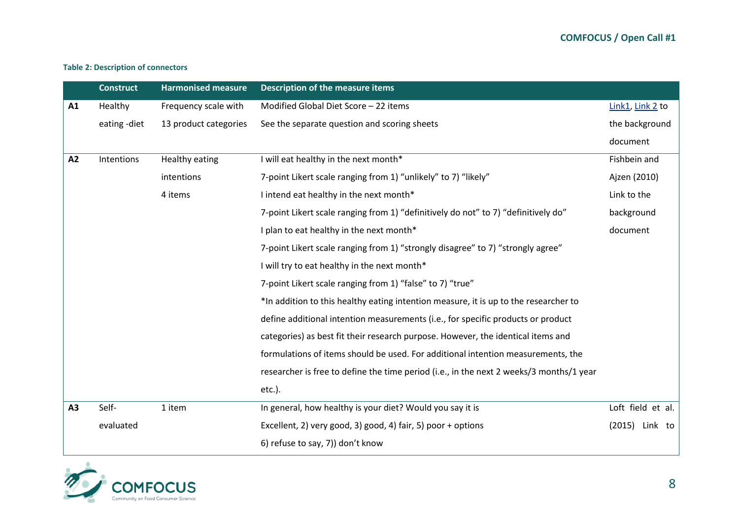**Table 2: Description of connectors**

| | Construct | Harmonised measure | Description of the measure items | |
|---|---|---|---|---|
| **A1** | Healthy eating -diet | Frequency scale with 13 product categories | Modified Global Diet Score – 22 items<br>See the separate question and scoring sheets | Link1, Link 2 to the background document |
| **A2** | Intentions | Healthy eating intentions<br>4 items | I will eat healthy in the next month*<br>7-point Likert scale ranging from 1) "unlikely" to 7) "likely"<br>I intend eat healthy in the next month*<br>7-point Likert scale ranging from 1) "definitively do not" to 7) "definitively do"<br>I plan to eat healthy in the next month*<br>7-point Likert scale ranging from 1) "strongly disagree" to 7) "strongly agree"<br>I will try to eat healthy in the next month*<br>7-point Likert scale ranging from 1) "false" to 7) "true"<br>*In addition to this healthy eating intention measure, it is up to the researcher to define additional intention measurements (i.e., for specific products or product categories) as best fit their research purpose. However, the identical items and formulations of items should be used. For additional intention measurements, the researcher is free to define the time period (i.e., in the next 2 weeks/3 months/1 year etc.). | Fishbein and Ajzen (2010) Link to the background document |
| **A3** | Self-evaluated | 1 item | In general, how healthy is your diet? Would you say it is<br>Excellent, 2) very good, 3) good, 4) fair, 5) poor + options<br>6) refuse to say, 7)) don't know | Loft field et al. (2015) Link to |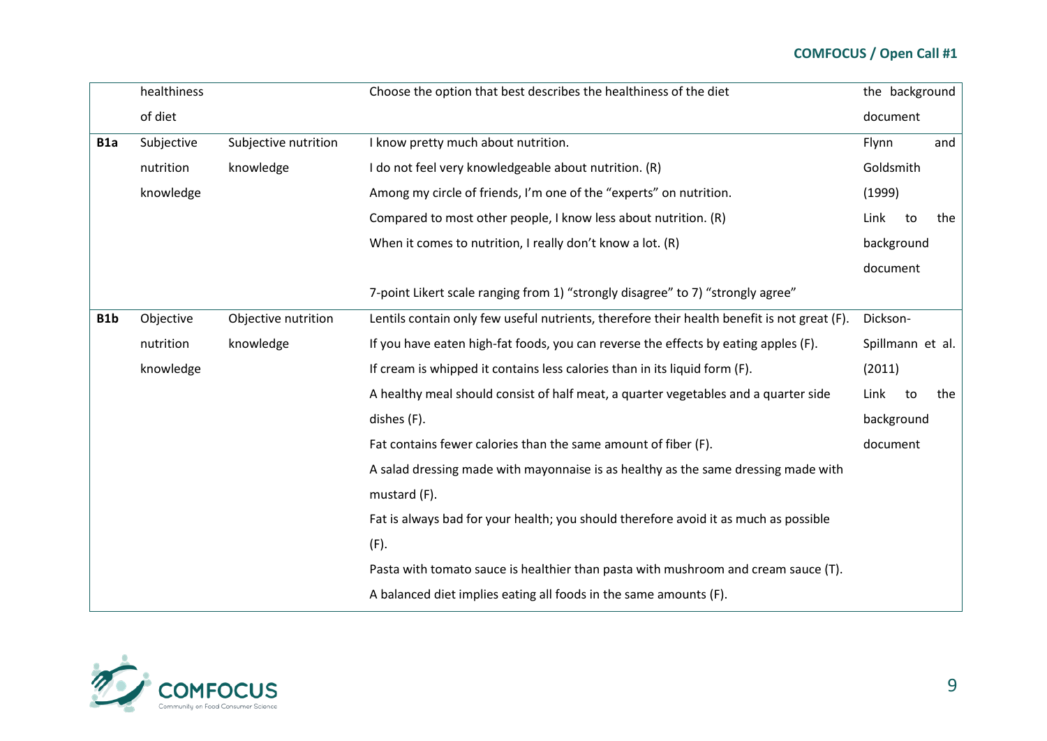| | | | | |
|---|---|---|---|---|
| | healthiness of diet | | Choose the option that best describes the healthiness of the diet | the background document |
| **B1a** | Subjective nutrition knowledge | Subjective nutrition knowledge | I know pretty much about nutrition.<br>I do not feel very knowledgeable about nutrition. (R)<br>Among my circle of friends, I'm one of the "experts" on nutrition.<br>Compared to most other people, I know less about nutrition. (R)<br>When it comes to nutrition, I really don't know a lot. (R)<br><br>7-point Likert scale ranging from 1) "strongly disagree" to 7) "strongly agree" | Flynn and Goldsmith (1999)<br>Link to the background document |
| **B1b** | Objective nutrition knowledge | Objective nutrition knowledge | Lentils contain only few useful nutrients, therefore their health benefit is not great (F).<br>If you have eaten high-fat foods, you can reverse the effects by eating apples (F).<br>If cream is whipped it contains less calories than in its liquid form (F).<br>A healthy meal should consist of half meat, a quarter vegetables and a quarter side dishes (F).<br>Fat contains fewer calories than the same amount of fiber (F).<br>A salad dressing made with mayonnaise is as healthy as the same dressing made with mustard (F).<br>Fat is always bad for your health; you should therefore avoid it as much as possible (F).<br>Pasta with tomato sauce is healthier than pasta with mushroom and cream sauce (T).<br>A balanced diet implies eating all foods in the same amounts (F). | Dickson-Spillmann et al. (2011)<br>Link to the background document |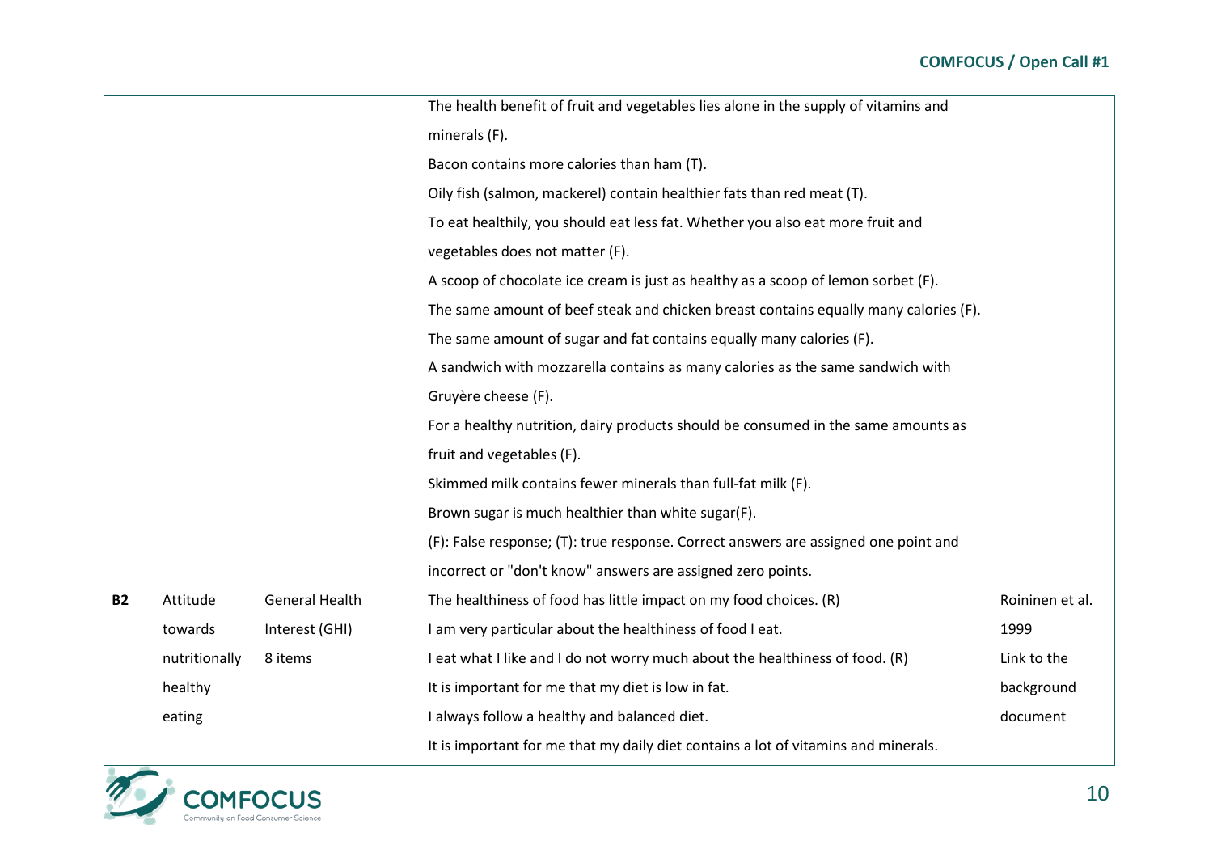| | | | | |
|---|---|---|---|---|
| | | | The health benefit of fruit and vegetables lies alone in the supply of vitamins and minerals (F).<br>Bacon contains more calories than ham (T).<br>Oily fish (salmon, mackerel) contain healthier fats than red meat (T).<br>To eat healthily, you should eat less fat. Whether you also eat more fruit and vegetables does not matter (F).<br>A scoop of chocolate ice cream is just as healthy as a scoop of lemon sorbet (F).<br>The same amount of beef steak and chicken breast contains equally many calories (F).<br>The same amount of sugar and fat contains equally many calories (F).<br>A sandwich with mozzarella contains as many calories as the same sandwich with Gruyère cheese (F).<br>For a healthy nutrition, dairy products should be consumed in the same amounts as fruit and vegetables (F).<br>Skimmed milk contains fewer minerals than full-fat milk (F).<br>Brown sugar is much healthier than white sugar(F).<br>(F): False response; (T): true response. Correct answers are assigned one point and incorrect or "don't know" answers are assigned zero points. | |
| **B2** | Attitude towards nutritionally healthy eating | General Health Interest (GHI) 8 items | The healthiness of food has little impact on my food choices. (R)<br>I am very particular about the healthiness of food I eat.<br>I eat what I like and I do not worry much about the healthiness of food. (R)<br>It is important for me that my diet is low in fat.<br>I always follow a healthy and balanced diet.<br>It is important for me that my daily diet contains a lot of vitamins and minerals. | Roininen et al. 1999<br>Link to the background document |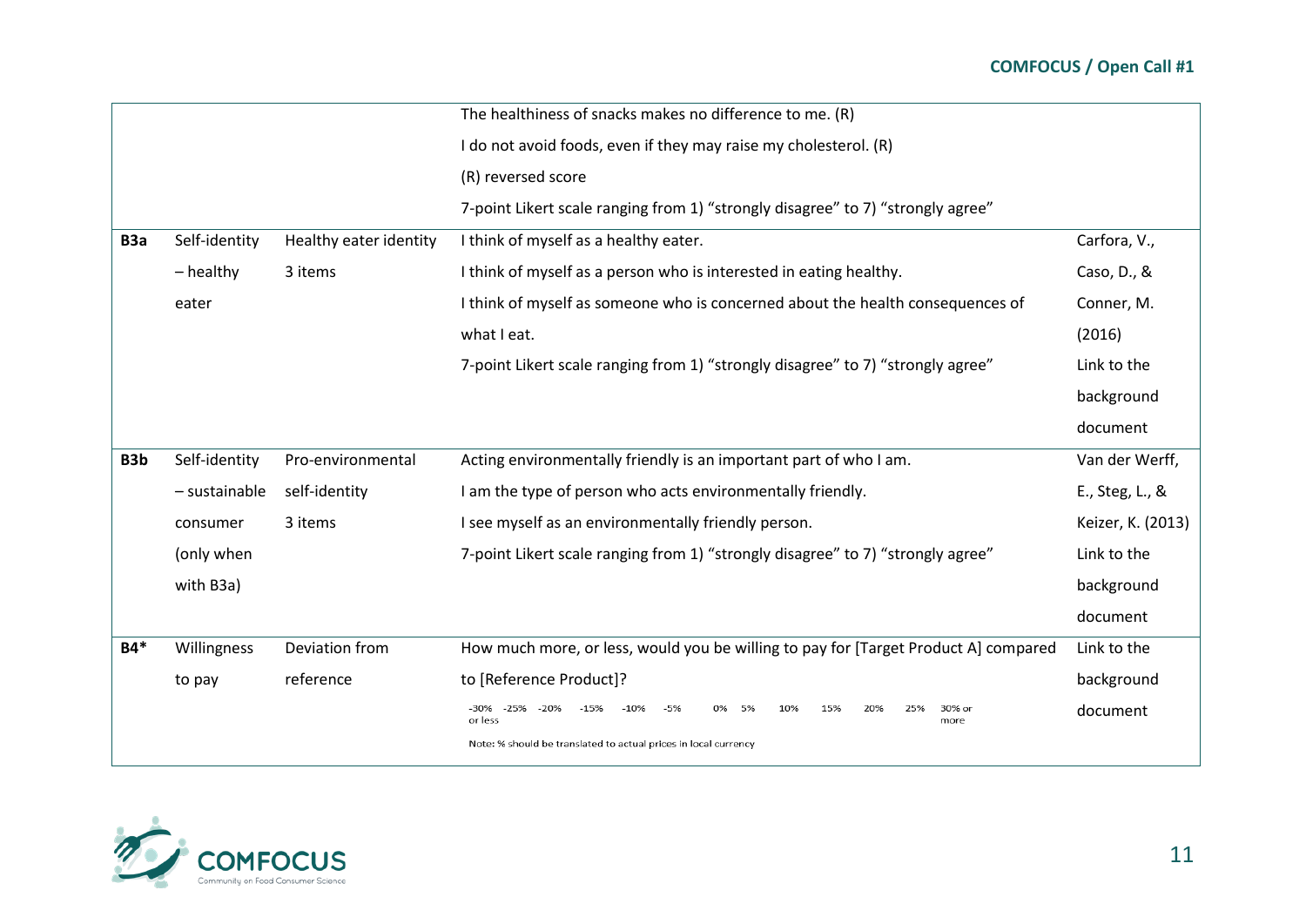|  |  |  |  |  |
|---|---|---|---|---|
|  |  |  | The healthiness of snacks makes no difference to me. (R)<br>I do not avoid foods, even if they may raise my cholesterol. (R)<br>(R) reversed score<br>7-point Likert scale ranging from 1) "strongly disagree" to 7) "strongly agree" |  |
| **B3a** | Self-identity – healthy eater | Healthy eater identity<br>3 items | I think of myself as a healthy eater.<br>I think of myself as a person who is interested in eating healthy.<br>I think of myself as someone who is concerned about the health consequences of what I eat.<br>7-point Likert scale ranging from 1) "strongly disagree" to 7) "strongly agree" | Carfora, V., Caso, D., & Conner, M. (2016)<br>Link to the background document |
| **B3b** | Self-identity – sustainable consumer (only when with B3a) | Pro-environmental self-identity<br>3 items | Acting environmentally friendly is an important part of who I am.<br>I am the type of person who acts environmentally friendly.<br>I see myself as an environmentally friendly person.<br>7-point Likert scale ranging from 1) "strongly disagree" to 7) "strongly agree" | Van der Werff, E., Steg, L., & Keizer, K. (2013)<br>Link to the background document |
| **B4*** | Willingness to pay | Deviation from reference | How much more, or less, would you be willing to pay for [Target Product A] compared to [Reference Product]?<br>-30% or less, -25%, -20%, -15%, -10%, -5%, 0%, 5%, 10%, 15%, 20%, 25%, 30% or more<br>Note: % should be translated to actual prices in local currency | Link to the background document |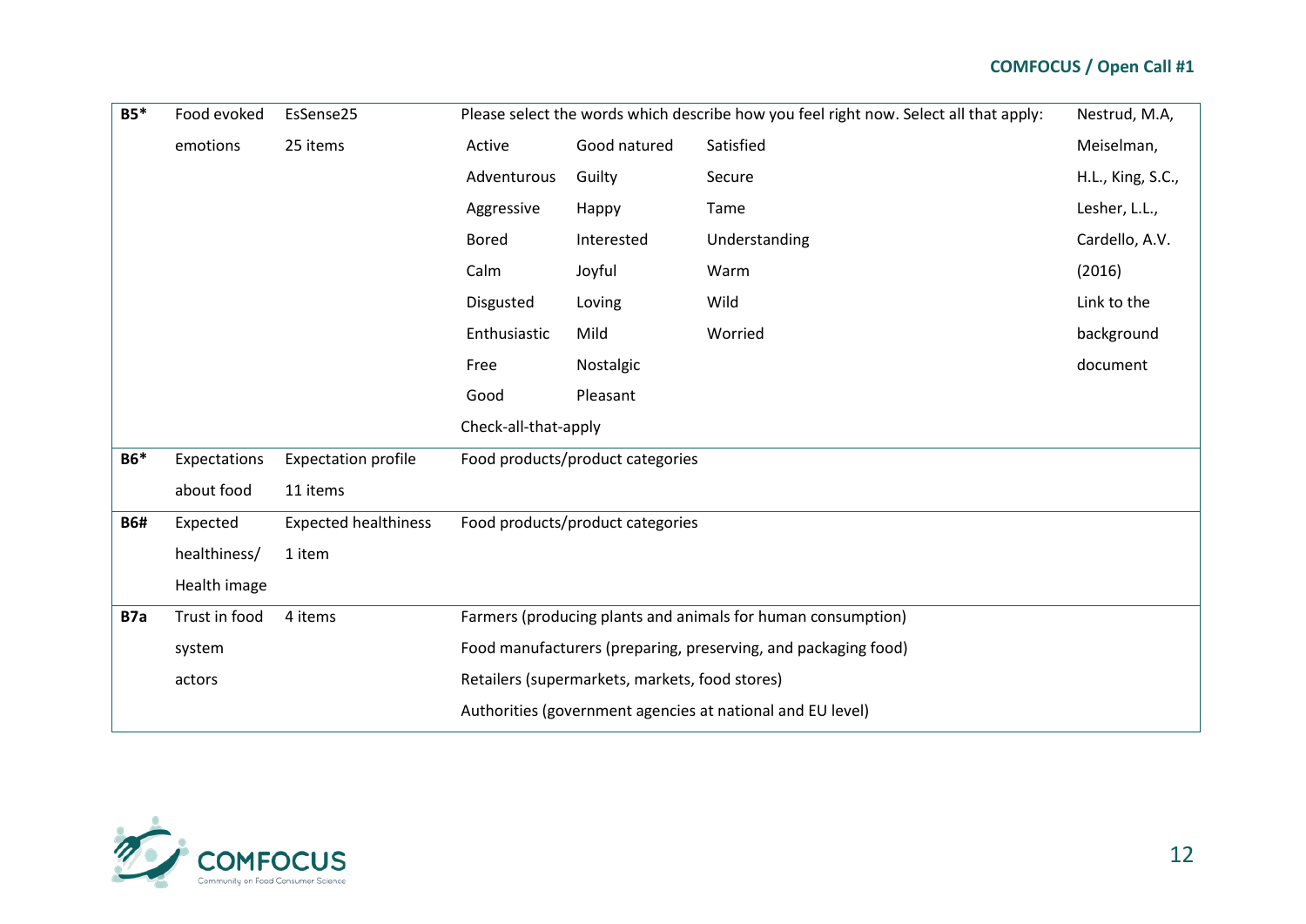| | | | | |
|---|---|---|---|---|
| **B5*** | Food evoked emotions | EsSense25 25 items | Please select the words which describe how you feel right now. Select all that apply:<br>Active, Adventurous, Aggressive, Bored, Calm, Disgusted, Enthusiastic, Free, Good, Good natured, Guilty, Happy, Interested, Joyful, Loving, Mild, Nostalgic, Pleasant, Satisfied, Secure, Tame, Understanding, Warm, Wild, Worried<br>Check-all-that-apply | Nestrud, M.A, Meiselman, H.L., King, S.C., Lesher, L.L., Cardello, A.V. (2016) Link to the background document |
| **B6*** | Expectations about food | Expectation profile 11 items | Food products/product categories | |
| **B6#** | Expected healthiness/ Health image | Expected healthiness 1 item | Food products/product categories | |
| **B7a** | Trust in food system actors | 4 items | Farmers (producing plants and animals for human consumption)<br>Food manufacturers (preparing, preserving, and packaging food)<br>Retailers (supermarkets, markets, food stores)<br>Authorities (government agencies at national and EU level) | |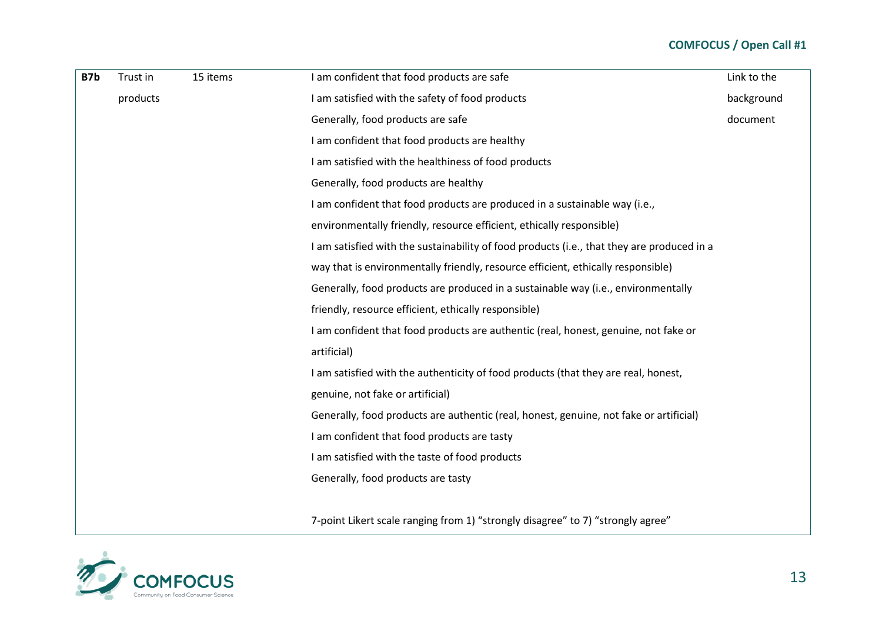| B7b | Trust in products | 15 items | I am confident that food products are safe<br>I am satisfied with the safety of food products<br>Generally, food products are safe<br>I am confident that food products are healthy<br>I am satisfied with the healthiness of food products<br>Generally, food products are healthy<br>I am confident that food products are produced in a sustainable way (i.e., environmentally friendly, resource efficient, ethically responsible)<br>I am satisfied with the sustainability of food products (i.e., that they are produced in a way that is environmentally friendly, resource efficient, ethically responsible)<br>Generally, food products are produced in a sustainable way (i.e., environmentally friendly, resource efficient, ethically responsible)<br>I am confident that food products are authentic (real, honest, genuine, not fake or artificial)<br>I am satisfied with the authenticity of food products (that they are real, honest, genuine, not fake or artificial)<br>Generally, food products are authentic (real, honest, genuine, not fake or artificial)<br>I am confident that food products are tasty<br>I am satisfied with the taste of food products<br>Generally, food products are tasty<br><br>7-point Likert scale ranging from 1) "strongly disagree" to 7) "strongly agree" | Link to the background document |
|---|---|---|---|---|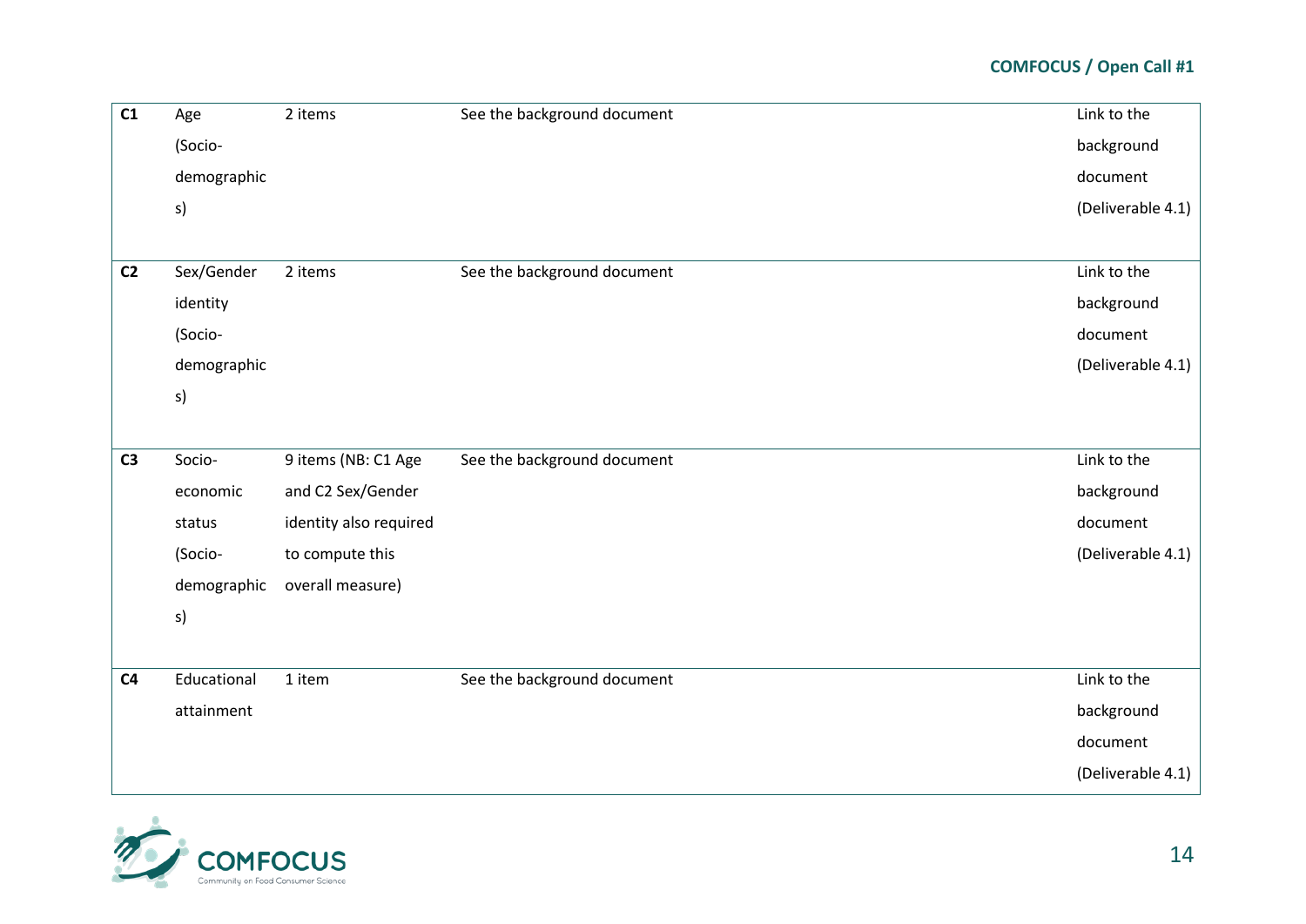| | | | | |
|---|---|---|---|---|
| **C1** | Age (Socio-demographics) | 2 items | See the background document | Link to the background document (Deliverable 4.1) |
| **C2** | Sex/Gender identity (Socio-demographics) | 2 items | See the background document | Link to the background document (Deliverable 4.1) |
| **C3** | Socio-economic status (Socio-demographics) | 9 items (NB: C1 Age and C2 Sex/Gender identity also required to compute this overall measure) | See the background document | Link to the background document (Deliverable 4.1) |
| **C4** | Educational attainment | 1 item | See the background document | Link to the background document (Deliverable 4.1) |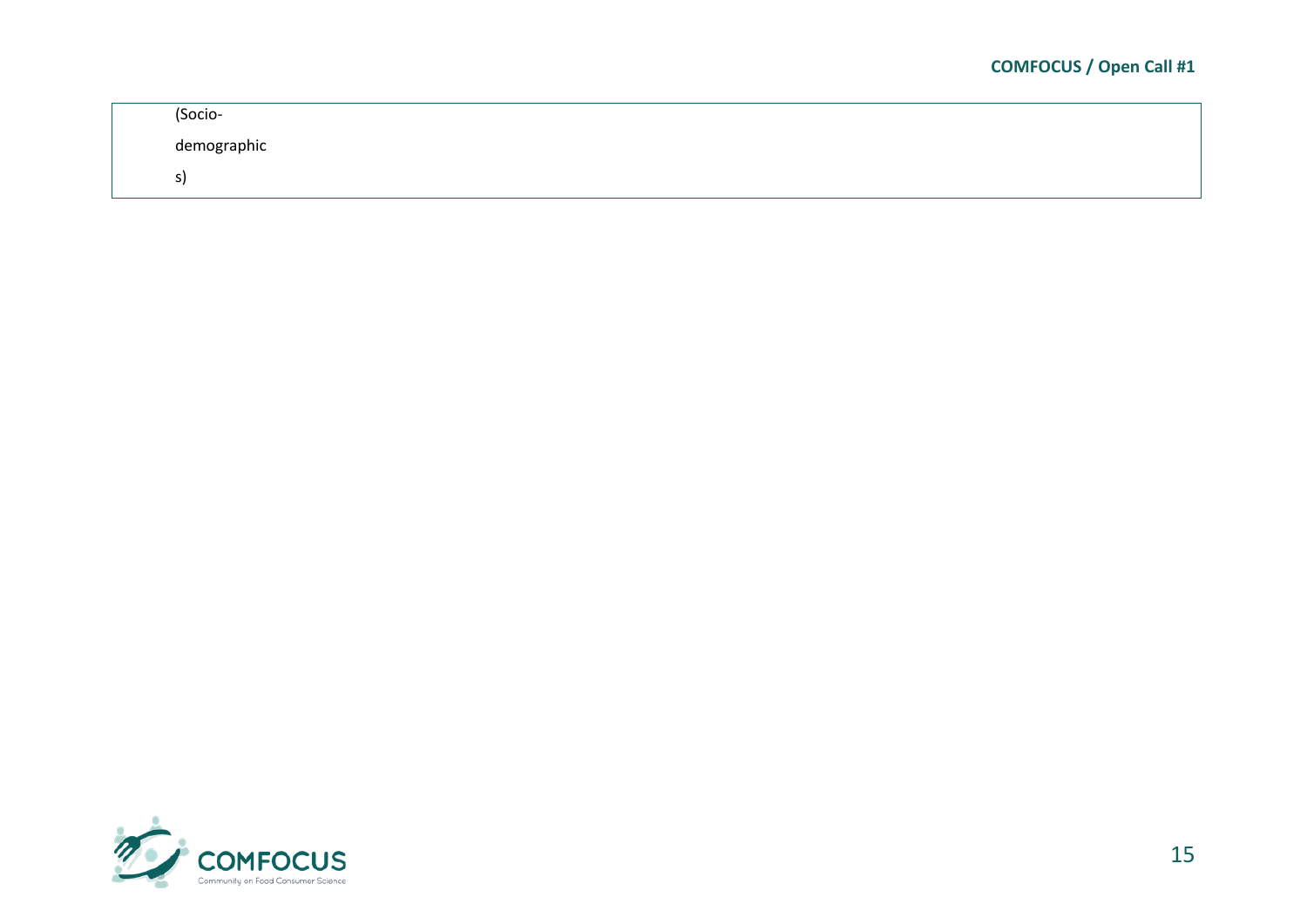| (Socio-demographics) | |
|---|---|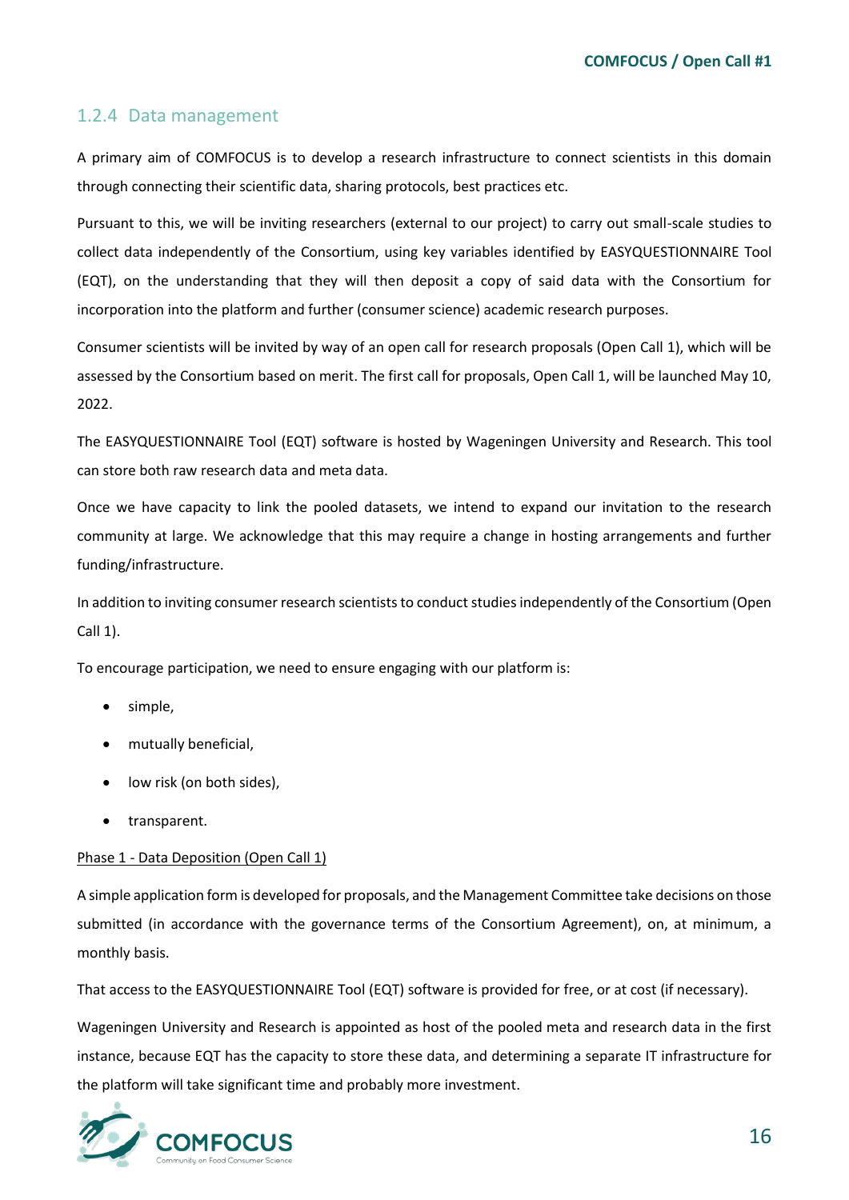### 1.2.4 Data management

A primary aim of COMFOCUS is to develop a research infrastructure to connect scientists in this domain through connecting their scientific data, sharing protocols, best practices etc.

Pursuant to this, we will be inviting researchers (external to our project) to carry out small-scale studies to collect data independently of the Consortium, using key variables identified by EASYQUESTIONNAIRE Tool (EQT), on the understanding that they will then deposit a copy of said data with the Consortium for incorporation into the platform and further (consumer science) academic research purposes.

Consumer scientists will be invited by way of an open call for research proposals (Open Call 1), which will be assessed by the Consortium based on merit. The first call for proposals, Open Call 1, will be launched May 10, 2022.

The EASYQUESTIONNAIRE Tool (EQT) software is hosted by Wageningen University and Research. This tool can store both raw research data and meta data.

Once we have capacity to link the pooled datasets, we intend to expand our invitation to the research community at large. We acknowledge that this may require a change in hosting arrangements and further funding/infrastructure.

In addition to inviting consumer research scientists to conduct studies independently of the Consortium (Open Call 1).

To encourage participation, we need to ensure engaging with our platform is:

- simple,
- mutually beneficial,
- low risk (on both sides),
- transparent.

<u>Phase 1 - Data Deposition (Open Call 1)</u>

A simple application form is developed for proposals, and the Management Committee take decisions on those submitted (in accordance with the governance terms of the Consortium Agreement), on, at minimum, a monthly basis.

That access to the EASYQUESTIONNAIRE Tool (EQT) software is provided for free, or at cost (if necessary).

Wageningen University and Research is appointed as host of the pooled meta and research data in the first instance, because EQT has the capacity to store these data, and determining a separate IT infrastructure for the platform will take significant time and probably more investment.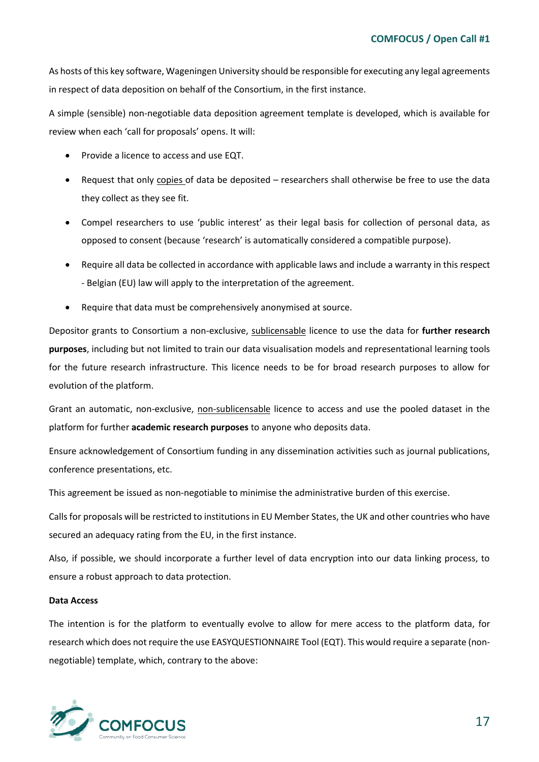As hosts of this key software, Wageningen University should be responsible for executing any legal agreements in respect of data deposition on behalf of the Consortium, in the first instance.

A simple (sensible) non-negotiable data deposition agreement template is developed, which is available for review when each 'call for proposals' opens. It will:

- Provide a licence to access and use EQT.
- Request that only copies of data be deposited – researchers shall otherwise be free to use the data they collect as they see fit.
- Compel researchers to use 'public interest' as their legal basis for collection of personal data, as opposed to consent (because 'research' is automatically considered a compatible purpose).
- Require all data be collected in accordance with applicable laws and include a warranty in this respect - Belgian (EU) law will apply to the interpretation of the agreement.
- Require that data must be comprehensively anonymised at source.

Depositor grants to Consortium a non-exclusive, sublicensable licence to use the data for **further research purposes**, including but not limited to train our data visualisation models and representational learning tools for the future research infrastructure. This licence needs to be for broad research purposes to allow for evolution of the platform.

Grant an automatic, non-exclusive, non-sublicensable licence to access and use the pooled dataset in the platform for further **academic research purposes** to anyone who deposits data.

Ensure acknowledgement of Consortium funding in any dissemination activities such as journal publications, conference presentations, etc.

This agreement be issued as non-negotiable to minimise the administrative burden of this exercise.

Calls for proposals will be restricted to institutions in EU Member States, the UK and other countries who have secured an adequacy rating from the EU, in the first instance.

Also, if possible, we should incorporate a further level of data encryption into our data linking process, to ensure a robust approach to data protection.

**Data Access**

The intention is for the platform to eventually evolve to allow for mere access to the platform data, for research which does not require the use EASYQUESTIONNAIRE Tool (EQT). This would require a separate (non-negotiable) template, which, contrary to the above: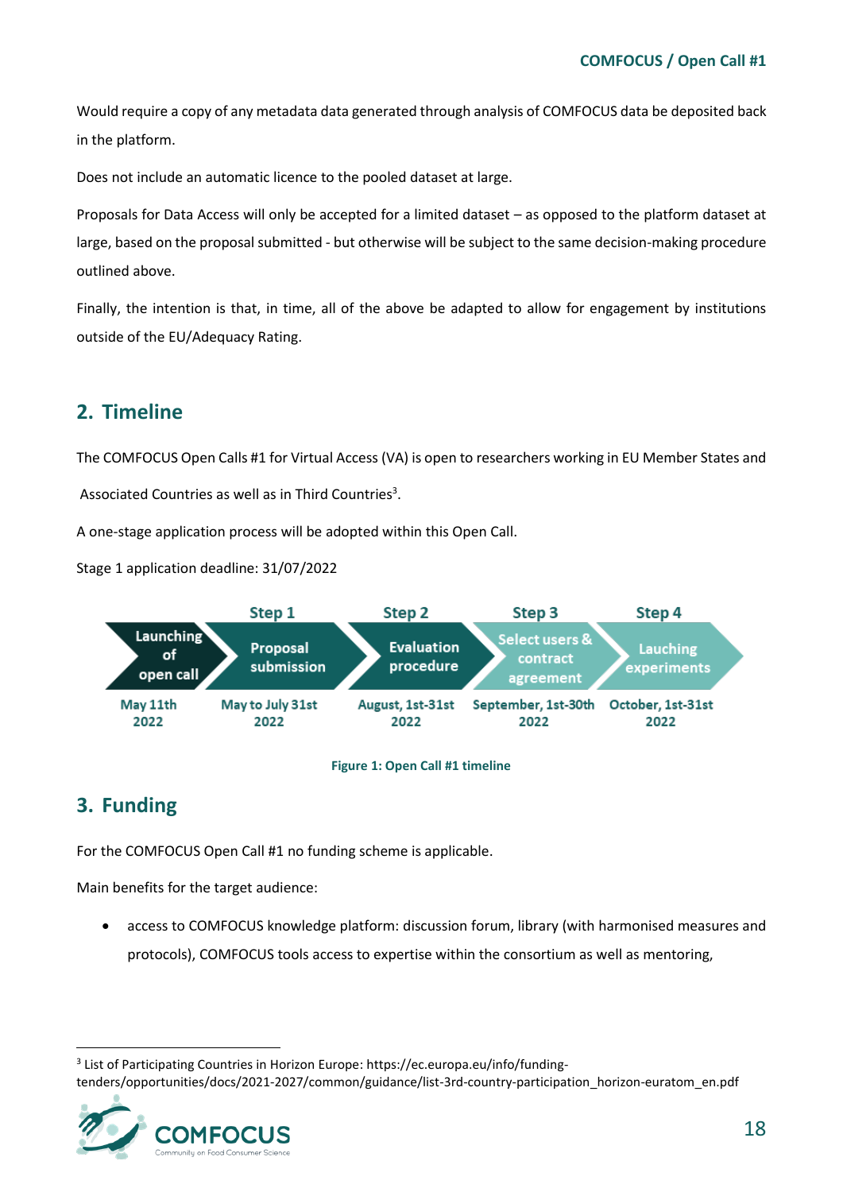Would require a copy of any metadata data generated through analysis of COMFOCUS data be deposited back in the platform.

Does not include an automatic licence to the pooled dataset at large.

Proposals for Data Access will only be accepted for a limited dataset – as opposed to the platform dataset at large, based on the proposal submitted - but otherwise will be subject to the same decision-making procedure outlined above.

Finally, the intention is that, in time, all of the above be adapted to allow for engagement by institutions outside of the EU/Adequacy Rating.

## 2. Timeline

The COMFOCUS Open Calls #1 for Virtual Access (VA) is open to researchers working in EU Member States and Associated Countries as well as in Third Countries[3].

A one-stage application process will be adopted within this Open Call.

Stage 1 application deadline: 31/07/2022

| | Step 1 | Step 2 | Step 3 | Step 4 |
|---|---|---|---|---|
| Launching of open call | Proposal submission | Evaluation procedure | Select users & contract agreement | Lauching experiments |
| May 11th 2022 | May to July 31st 2022 | August, 1st-31st 2022 | September, 1st-30th 2022 | October, 1st-31st 2022 |

Figure 1: Open Call #1 timeline

## 3. Funding

For the COMFOCUS Open Call #1 no funding scheme is applicable.

Main benefits for the target audience:

- access to COMFOCUS knowledge platform: discussion forum, library (with harmonised measures and protocols), COMFOCUS tools access to expertise within the consortium as well as mentoring,

[3] List of Participating Countries in Horizon Europe: https://ec.europa.eu/info/funding-tenders/opportunities/docs/2021-2027/common/guidance/list-3rd-country-participation_horizon-euratom_en.pdf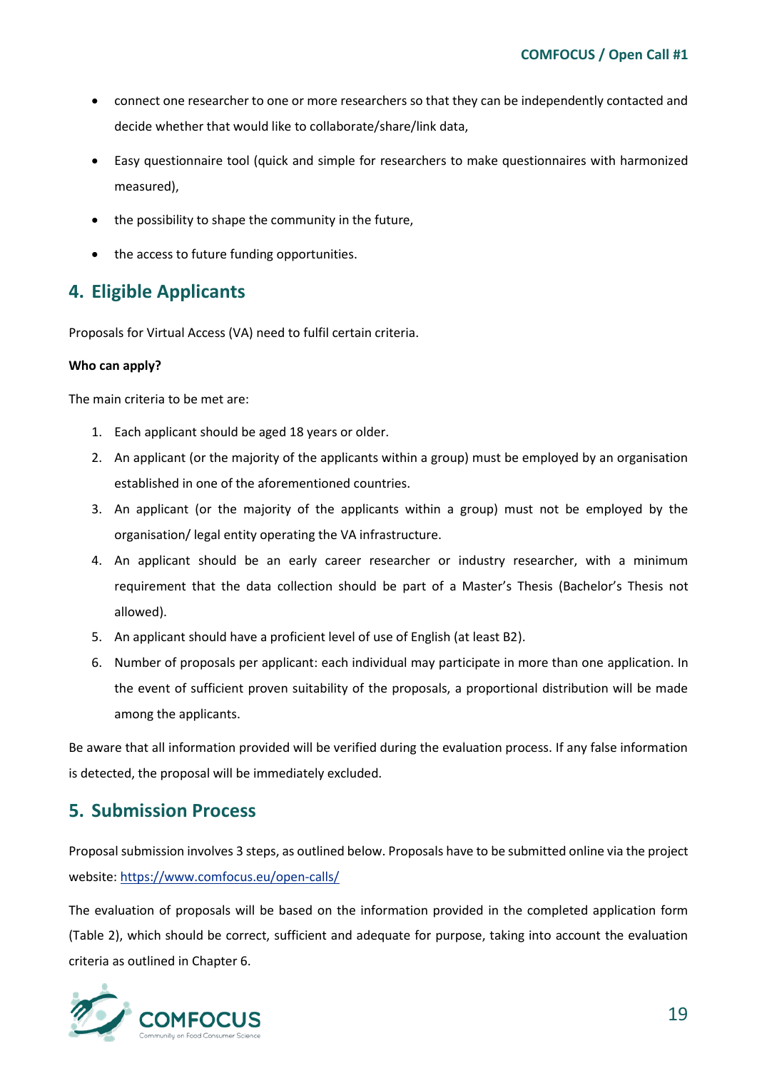- connect one researcher to one or more researchers so that they can be independently contacted and decide whether that would like to collaborate/share/link data,
- Easy questionnaire tool (quick and simple for researchers to make questionnaires with harmonized measured),
- the possibility to shape the community in the future,
- the access to future funding opportunities.

## 4. Eligible Applicants

Proposals for Virtual Access (VA) need to fulfil certain criteria.

**Who can apply?**

The main criteria to be met are:

1. Each applicant should be aged 18 years or older.
2. An applicant (or the majority of the applicants within a group) must be employed by an organisation established in one of the aforementioned countries.
3. An applicant (or the majority of the applicants within a group) must not be employed by the organisation/ legal entity operating the VA infrastructure.
4. An applicant should be an early career researcher or industry researcher, with a minimum requirement that the data collection should be part of a Master's Thesis (Bachelor's Thesis not allowed).
5. An applicant should have a proficient level of use of English (at least B2).
6. Number of proposals per applicant: each individual may participate in more than one application. In the event of sufficient proven suitability of the proposals, a proportional distribution will be made among the applicants.

Be aware that all information provided will be verified during the evaluation process. If any false information is detected, the proposal will be immediately excluded.

## 5. Submission Process

Proposal submission involves 3 steps, as outlined below. Proposals have to be submitted online via the project website: https://www.comfocus.eu/open-calls/

The evaluation of proposals will be based on the information provided in the completed application form (Table 2), which should be correct, sufficient and adequate for purpose, taking into account the evaluation criteria as outlined in Chapter 6.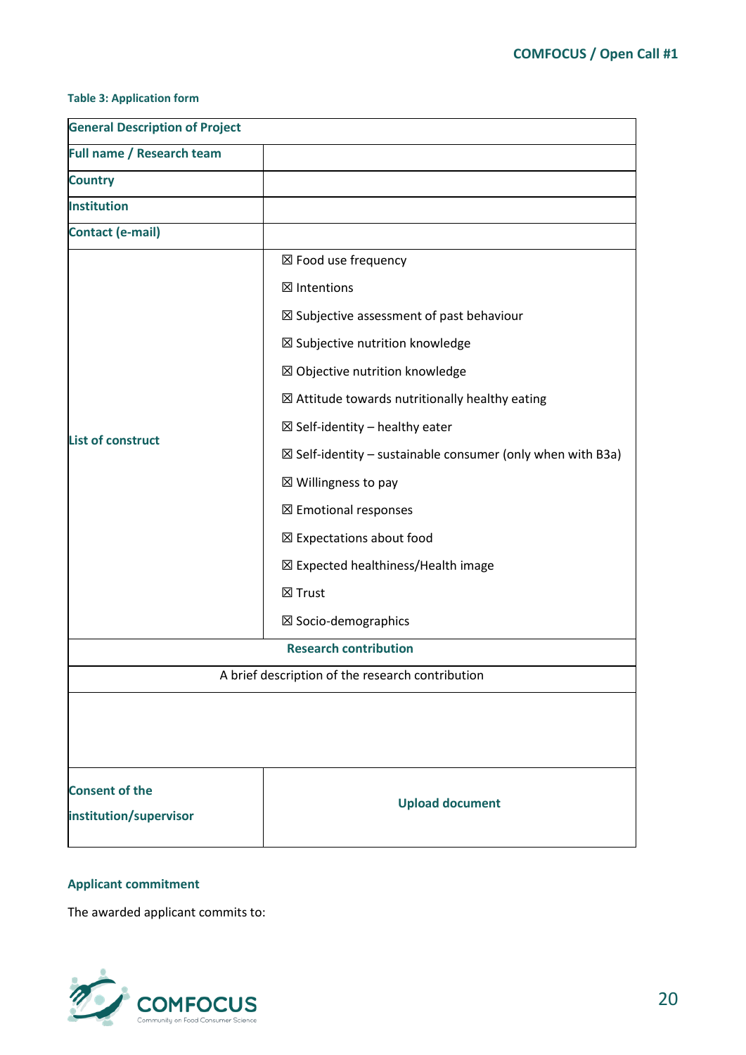**Table 3: Application form**

| **General Description of Project** | |
|---|---|
| **Full name / Research team** | |
| **Country** | |
| **Institution** | |
| **Contact (e-mail)** | |
| **List of construct** | ☒ Food use frequency<br>☒ Intentions<br>☒ Subjective assessment of past behaviour<br>☒ Subjective nutrition knowledge<br>☒ Objective nutrition knowledge<br>☒ Attitude towards nutritionally healthy eating<br>☒ Self-identity – healthy eater<br>☒ Self-identity – sustainable consumer (only when with B3a)<br>☒ Willingness to pay<br>☒ Emotional responses<br>☒ Expectations about food<br>☒ Expected healthiness/Health image<br>☒ Trust<br>☒ Socio-demographics |
| **Research contribution** | |
| A brief description of the research contribution | |
| | |
| **Consent of the institution/supervisor** | **Upload document** |

**Applicant commitment**

The awarded applicant commits to: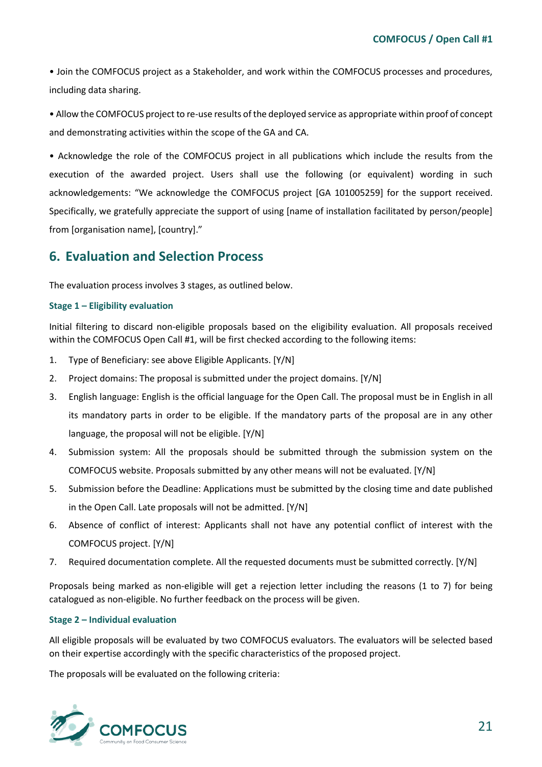• Join the COMFOCUS project as a Stakeholder, and work within the COMFOCUS processes and procedures, including data sharing.

• Allow the COMFOCUS project to re-use results of the deployed service as appropriate within proof of concept and demonstrating activities within the scope of the GA and CA.

• Acknowledge the role of the COMFOCUS project in all publications which include the results from the execution of the awarded project. Users shall use the following (or equivalent) wording in such acknowledgements: "We acknowledge the COMFOCUS project [GA 101005259] for the support received. Specifically, we gratefully appreciate the support of using [name of installation facilitated by person/people] from [organisation name], [country]."

## 6. Evaluation and Selection Process

The evaluation process involves 3 stages, as outlined below.

### Stage 1 – Eligibility evaluation

Initial filtering to discard non-eligible proposals based on the eligibility evaluation. All proposals received within the COMFOCUS Open Call #1, will be first checked according to the following items:

1. Type of Beneficiary: see above Eligible Applicants. [Y/N]
2. Project domains: The proposal is submitted under the project domains. [Y/N]
3. English language: English is the official language for the Open Call. The proposal must be in English in all its mandatory parts in order to be eligible. If the mandatory parts of the proposal are in any other language, the proposal will not be eligible. [Y/N]
4. Submission system: All the proposals should be submitted through the submission system on the COMFOCUS website. Proposals submitted by any other means will not be evaluated. [Y/N]
5. Submission before the Deadline: Applications must be submitted by the closing time and date published in the Open Call. Late proposals will not be admitted. [Y/N]
6. Absence of conflict of interest: Applicants shall not have any potential conflict of interest with the COMFOCUS project. [Y/N]
7. Required documentation complete. All the requested documents must be submitted correctly. [Y/N]

Proposals being marked as non-eligible will get a rejection letter including the reasons (1 to 7) for being catalogued as non-eligible. No further feedback on the process will be given.

### Stage 2 – Individual evaluation

All eligible proposals will be evaluated by two COMFOCUS evaluators. The evaluators will be selected based on their expertise accordingly with the specific characteristics of the proposed project.

The proposals will be evaluated on the following criteria: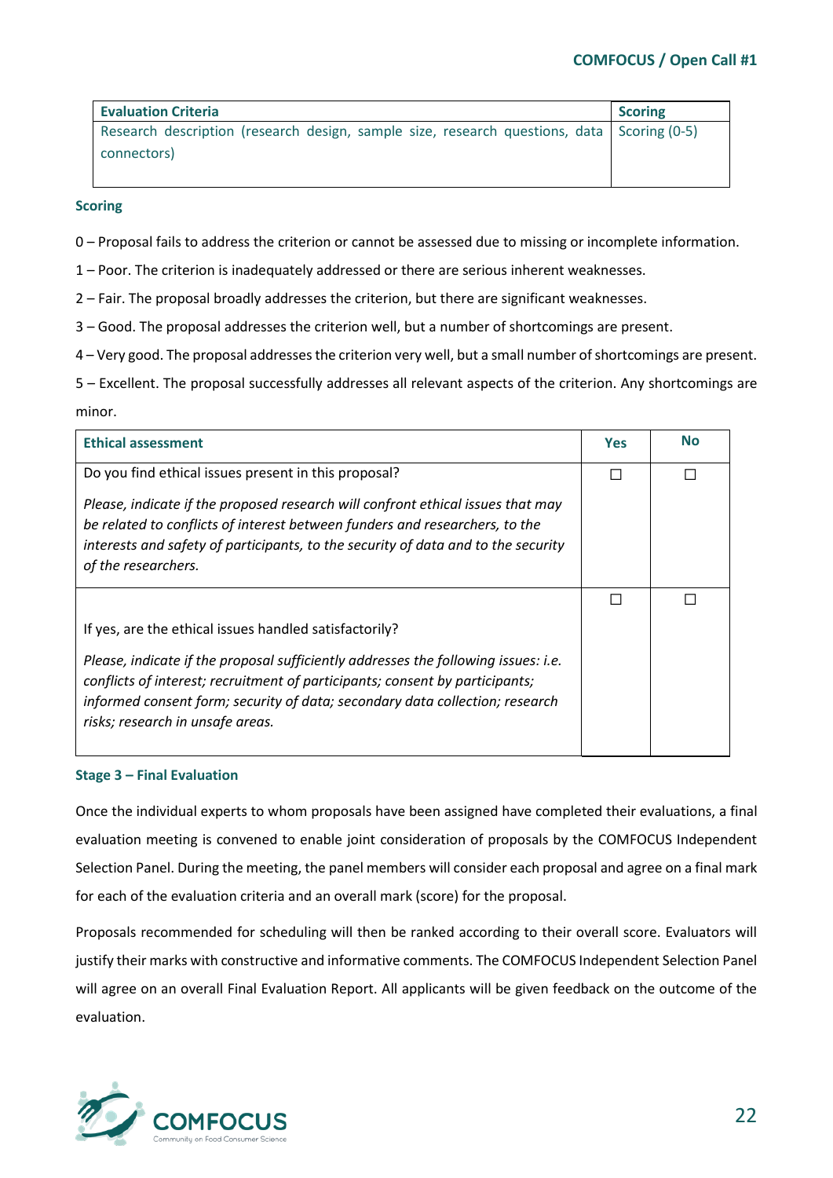| Evaluation Criteria | Scoring |
|---|---|
| Research description (research design, sample size, research questions, data connectors) | Scoring (0-5) |

**Scoring**

0 – Proposal fails to address the criterion or cannot be assessed due to missing or incomplete information.

1 – Poor. The criterion is inadequately addressed or there are serious inherent weaknesses.

2 – Fair. The proposal broadly addresses the criterion, but there are significant weaknesses.

3 – Good. The proposal addresses the criterion well, but a number of shortcomings are present.

4 – Very good. The proposal addresses the criterion very well, but a small number of shortcomings are present.

5 – Excellent. The proposal successfully addresses all relevant aspects of the criterion. Any shortcomings are minor.

| Ethical assessment | Yes | No |
|---|---|---|
| Do you find ethical issues present in this proposal?<br>*Please, indicate if the proposed research will confront ethical issues that may be related to conflicts of interest between funders and researchers, to the interests and safety of participants, to the security of data and to the security of the researchers.* | ☐ | ☐ |
| If yes, are the ethical issues handled satisfactorily?<br>*Please, indicate if the proposal sufficiently addresses the following issues: i.e. conflicts of interest; recruitment of participants; consent by participants; informed consent form; security of data; secondary data collection; research risks; research in unsafe areas.* | ☐ | ☐ |

**Stage 3 – Final Evaluation**

Once the individual experts to whom proposals have been assigned have completed their evaluations, a final evaluation meeting is convened to enable joint consideration of proposals by the COMFOCUS Independent Selection Panel. During the meeting, the panel members will consider each proposal and agree on a final mark for each of the evaluation criteria and an overall mark (score) for the proposal.

Proposals recommended for scheduling will then be ranked according to their overall score. Evaluators will justify their marks with constructive and informative comments. The COMFOCUS Independent Selection Panel will agree on an overall Final Evaluation Report. All applicants will be given feedback on the outcome of the evaluation.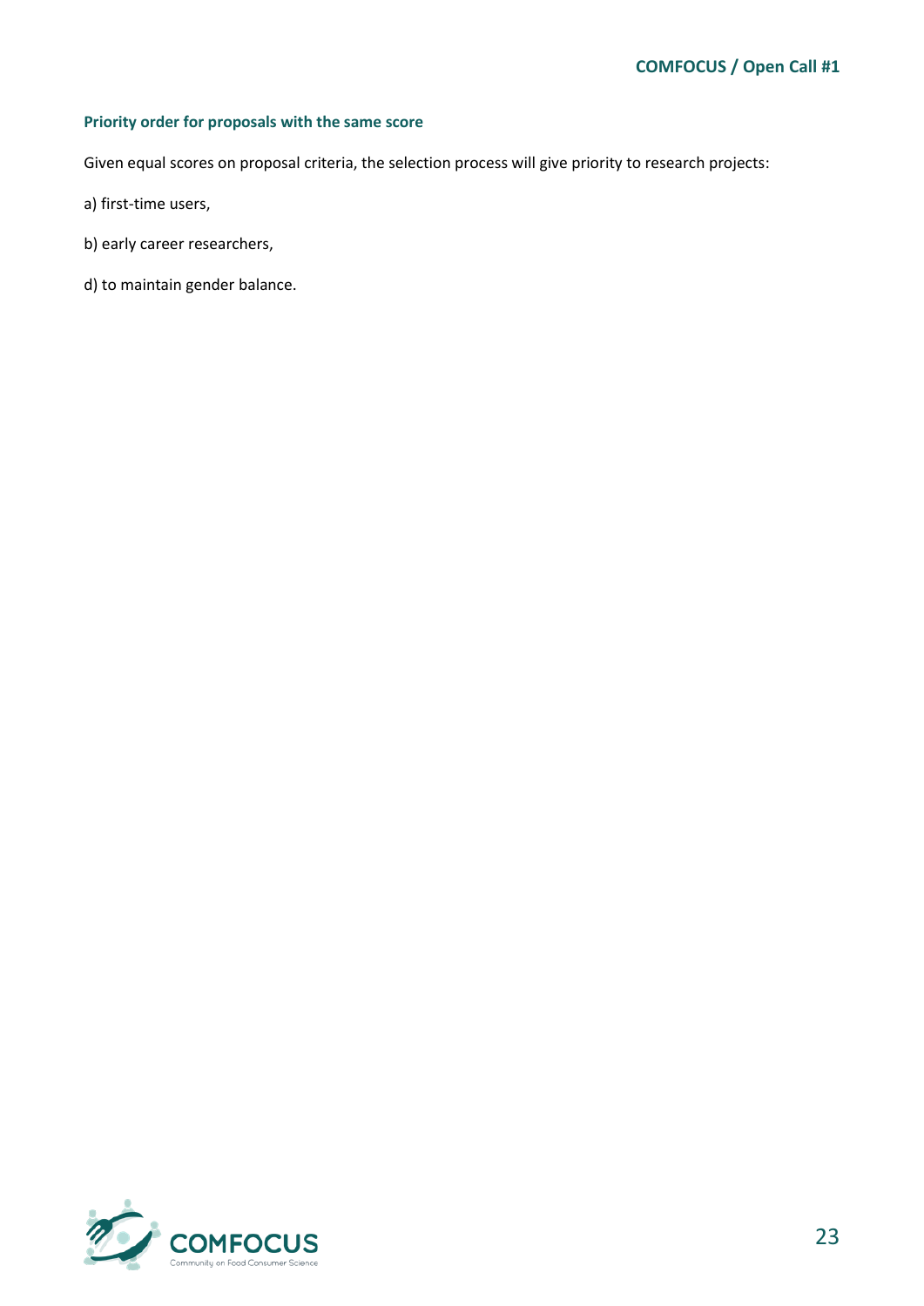### Priority order for proposals with the same score

Given equal scores on proposal criteria, the selection process will give priority to research projects:

a) first-time users,

b) early career researchers,

d) to maintain gender balance.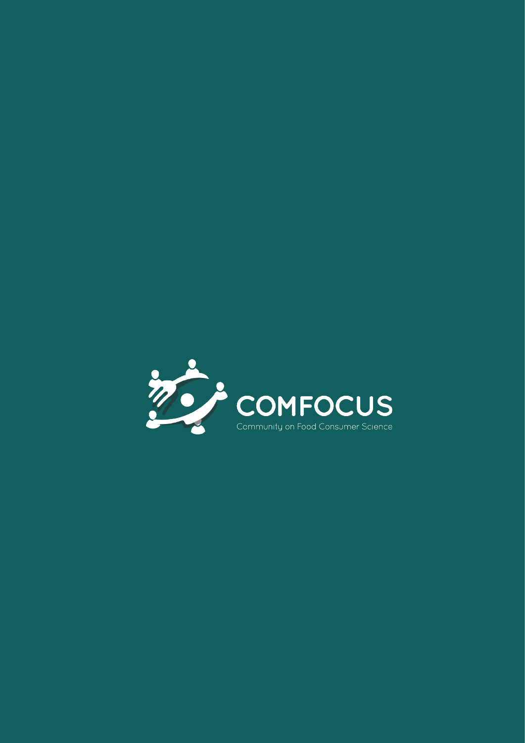COMFOCUS

Community on Food Consumer Science